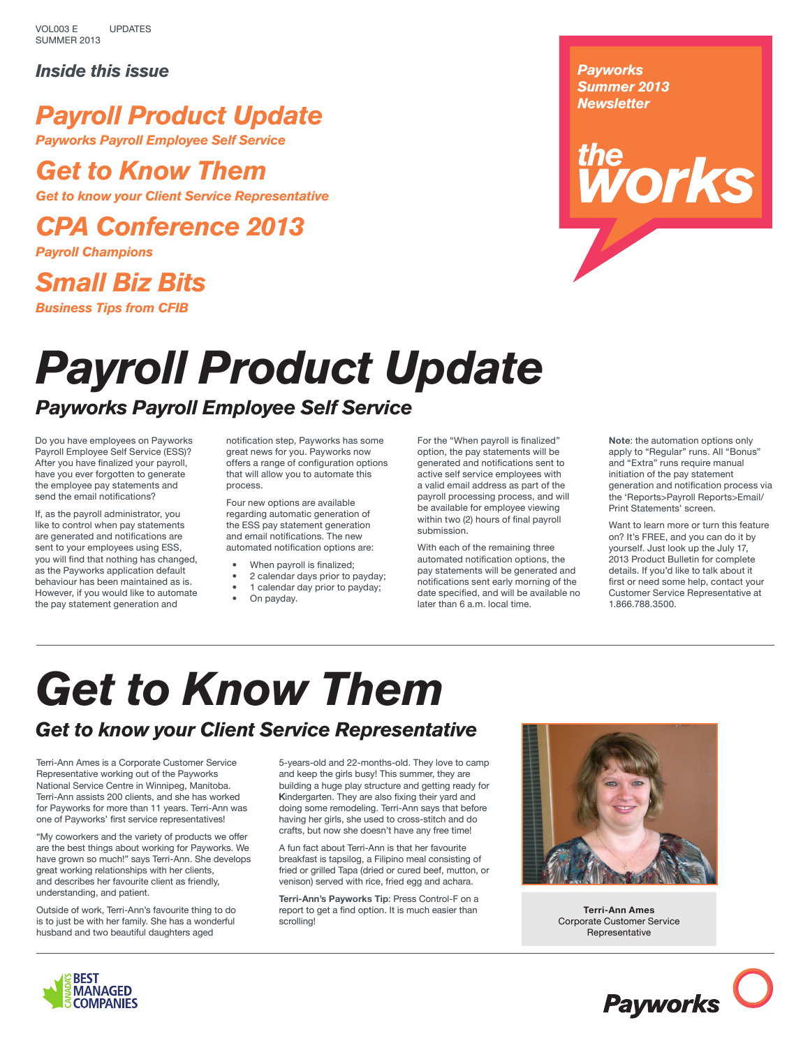VOL003 E UPDATES
SUMMER 2013

*Inside this issue*

## *Payroll Product Update*
*Payworks Payroll Employee Self Service*

## *Get to Know Them*
*Get to know your Client Service Representative*

## *CPA Conference 2013*
*Payroll Champions*

## *Small Biz Bits*
*Business Tips from CFIB*

*Payworks Summer 2013 Newsletter*

*the works*

# Payroll Product Update

## Payworks Payroll Employee Self Service

Do you have employees on Payworks Payroll Employee Self Service (ESS)? After you have finalized your payroll, have you ever forgotten to generate the employee pay statements and send the email notifications?

If, as the payroll administrator, you like to control when pay statements are generated and notifications are sent to your employees using ESS, you will find that nothing has changed, as the Payworks application default behaviour has been maintained as is. However, if you would like to automate the pay statement generation and notification step, Payworks has some great news for you. Payworks now offers a range of configuration options that will allow you to automate this process.

Four new options are available regarding automatic generation of the ESS pay statement generation and email notifications. The new automated notification options are:

- When payroll is finalized;
- 2 calendar days prior to payday;
- 1 calendar day prior to payday;
- On payday.

For the "When payroll is finalized" option, the pay statements will be generated and notifications sent to active self service employees with a valid email address as part of the payroll processing process, and will be available for employee viewing within two (2) hours of final payroll submission.

With each of the remaining three automated notification options, the pay statements will be generated and notifications sent early morning of the date specified, and will be available no later than 6 a.m. local time.

**Note**: the automation options only apply to "Regular" runs. All "Bonus" and "Extra" runs require manual initiation of the pay statement generation and notification process via the 'Reports>Payroll Reports>Email/ Print Statements' screen.

Want to learn more or turn this feature on? It's FREE, and you can do it by yourself. Just look up the July 17, 2013 Product Bulletin for complete details. If you'd like to talk about it first or need some help, contact your Customer Service Representative at 1.866.788.3500.

# Get to Know Them

## Get to know your Client Service Representative

Terri-Ann Ames is a Corporate Customer Service Representative working out of the Payworks National Service Centre in Winnipeg, Manitoba. Terri-Ann assists 200 clients, and she has worked for Payworks for more than 11 years. Terri-Ann was one of Payworks' first service representatives!

"My coworkers and the variety of products we offer are the best things about working for Payworks. We have grown so much!" says Terri-Ann. She develops great working relationships with her clients, and describes her favourite client as friendly, understanding, and patient.

Outside of work, Terri-Ann's favourite thing to do is to just be with her family. She has a wonderful husband and two beautiful daughters aged 5-years-old and 22-months-old. They love to camp and keep the girls busy! This summer, they are building a huge play structure and getting ready for Kindergarten. They are also fixing their yard and doing some remodeling. Terri-Ann says that before having her girls, she used to cross-stitch and do crafts, but now she doesn't have any free time!

A fun fact about Terri-Ann is that her favourite breakfast is tapsilog, a Filipino meal consisting of fried or grilled Tapa (dried or cured beef, mutton, or venison) served with rice, fried egg and achara.

**Terri-Ann's Payworks Tip**: Press Control-F on a report to get a find option. It is much easier than scrolling!

**Terri-Ann Ames**
Corporate Customer Service Representative

Canada's Best Managed Companies

Payworks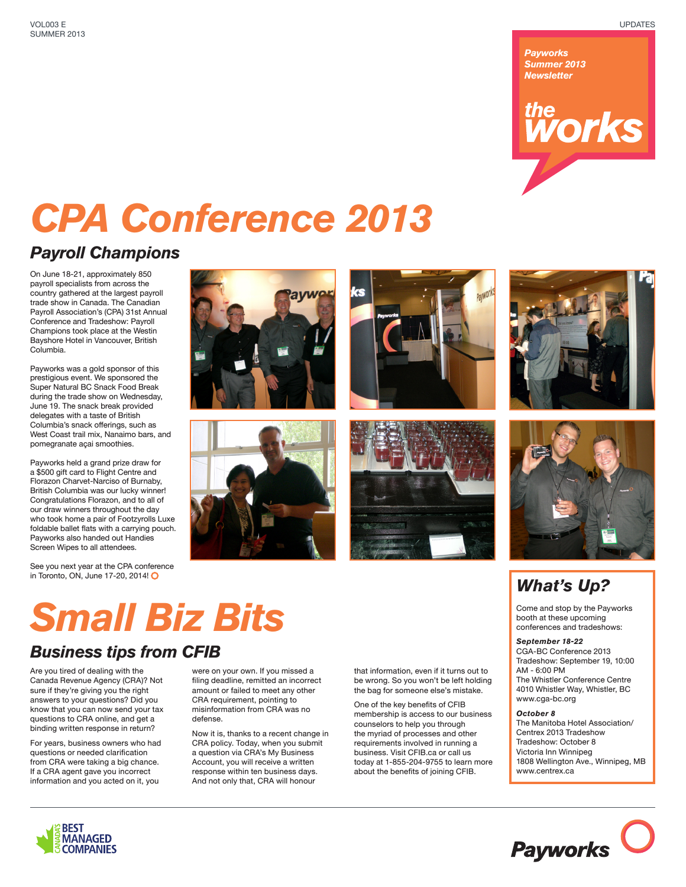VOL003 E
SUMMER 2013

UPDATES

*Payworks Summer 2013 Newsletter*

**the works**

# CPA Conference 2013

## Payroll Champions

On June 18-21, approximately 850 payroll specialists from across the country gathered at the largest payroll trade show in Canada. The Canadian Payroll Association's (CPA) 31st Annual Conference and Tradeshow: Payroll Champions took place at the Westin Bayshore Hotel in Vancouver, British Columbia.

Payworks was a gold sponsor of this prestigious event. We sponsored the Super Natural BC Snack Food Break during the trade show on Wednesday, June 19. The snack break provided delegates with a taste of British Columbia's snack offerings, such as West Coast trail mix, Nanaimo bars, and pomegranate açai smoothies.

Payworks held a grand prize draw for a $500 gift card to Flight Centre and Florazon Charvet-Narciso of Burnaby, British Columbia was our lucky winner! Congratulations Florazon, and to all of our draw winners throughout the day who took home a pair of Footzyrolls Luxe foldable ballet flats with a carrying pouch. Payworks also handed out Handies Screen Wipes to all attendees.

See you next year at the CPA conference in Toronto, ON, June 17-20, 2014!

# Small Biz Bits

## Business tips from CFIB

Are you tired of dealing with the Canada Revenue Agency (CRA)? Not sure if they're giving you the right answers to your questions? Did you know that you can now send your tax questions to CRA online, and get a binding written response in return?

For years, business owners who had questions or needed clarification from CRA were taking a big chance. If a CRA agent gave you incorrect information and you acted on it, you were on your own. If you missed a filing deadline, remitted an incorrect amount or failed to meet any other CRA requirement, pointing to misinformation from CRA was no defense.

Now it is, thanks to a recent change in CRA policy. Today, when you submit a question via CRA's My Business Account, you will receive a written response within ten business days. And not only that, CRA will honour that information, even if it turns out to be wrong. So you won't be left holding the bag for someone else's mistake.

One of the key benefits of CFIB membership is access to our business counselors to help you through the myriad of processes and other requirements involved in running a business. Visit CFIB.ca or call us today at 1-855-204-9755 to learn more about the benefits of joining CFIB.

## What's Up?

Come and stop by the Payworks booth at these upcoming conferences and tradeshows:

***September 18-22***
CGA-BC Conference 2013
Tradeshow: September 19, 10:00 AM - 6:00 PM
The Whistler Conference Centre
4010 Whistler Way, Whistler, BC
www.cga-bc.org

***October 8***
The Manitoba Hotel Association/ Centrex 2013 Tradeshow
Tradeshow: October 8
Victoria Inn Winnipeg
1808 Wellington Ave., Winnipeg, MB
www.centrex.ca

CANADA'S BEST MANAGED COMPANIES

Payworks